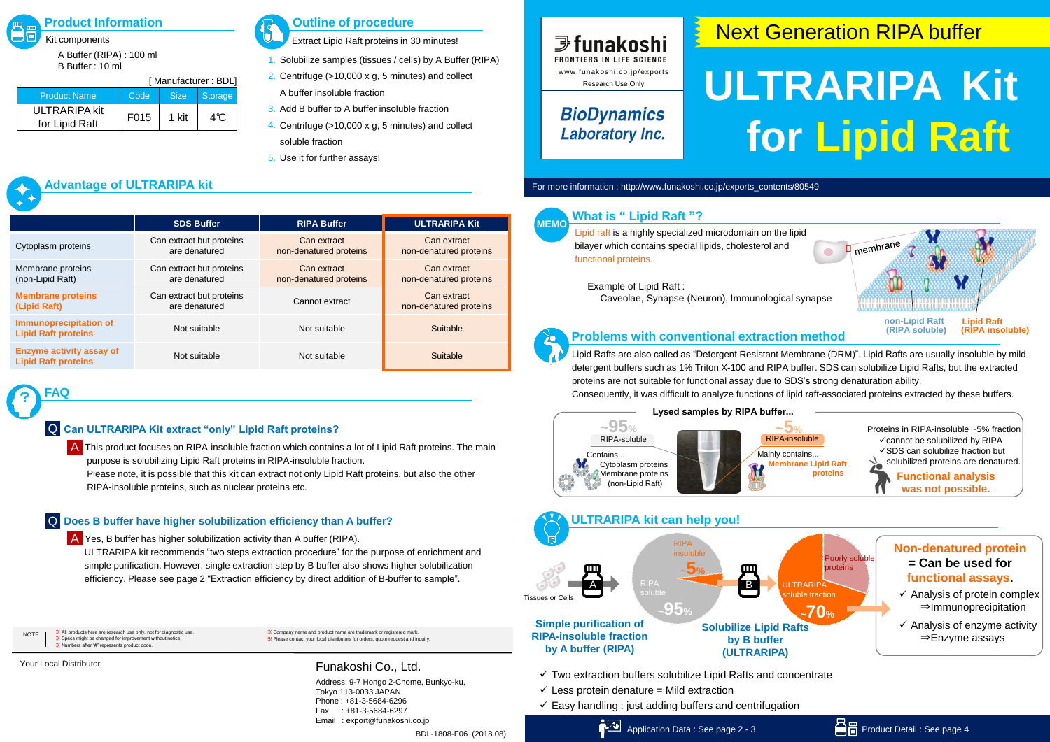# Next Generation RIPA buffer

# ULTRARIPA Kit for Lipid Raft

funakoshi
FRONTIERS IN LIFE SCIENCE
www.funakoshi.co.jp/exports
Research Use Only

BioDynamics Laboratory Inc.

For more information : http://www.funakoshi.co.jp/exports_contents/80549

## Product Information

Kit components

A Buffer (RIPA) : 100 ml
B Buffer : 10 ml

[ Manufacturer : BDL]

| Product Name | Code | Size | Storage |
|---|---|---|---|
| ULTRARIPA kit for Lipid Raft | F015 | 1 kit | 4℃ |

## Outline of procedure

Extract Lipid Raft proteins in 30 minutes!

1. Solubilize samples (tissues / cells) by A Buffer (RIPA)
2. Centrifuge (>10,000 x g, 5 minutes) and collect A buffer insoluble fraction
3. Add B buffer to A buffer insoluble fraction
4. Centrifuge (>10,000 x g, 5 minutes) and collect soluble fraction
5. Use it for further assays!

## Advantage of ULTRARIPA kit

| | SDS Buffer | RIPA Buffer | ULTRARIPA Kit |
|---|---|---|---|
| Cytoplasm proteins | Can extract but proteins are denatured | Can extract non-denatured proteins | Can extract non-denatured proteins |
| Membrane proteins (non-Lipid Raft) | Can extract but proteins are denatured | Can extract non-denatured proteins | Can extract non-denatured proteins |
| Membrane proteins (Lipid Raft) | Can extract but proteins are denatured | Cannot extract | Can extract non-denatured proteins |
| Immunoprecipitation of Lipid Raft proteins | Not suitable | Not suitable | Suitable |
| Enzyme activity assay of Lipid Raft proteins | Not suitable | Not suitable | Suitable |

## FAQ

**Q Can ULTRARIPA Kit extract "only" Lipid Raft proteins?**

A This product focuses on RIPA-insoluble fraction which contains a lot of Lipid Raft proteins. The main purpose is solubilizing Lipid Raft proteins in RIPA-insoluble fraction.
Please note, it is possible that this kit can extract not only Lipid Raft proteins, but also the other RIPA-insoluble proteins, such as nuclear proteins etc.

**Q Does B buffer have higher solubilization efficiency than A buffer?**

A Yes, B buffer has higher solubilization activity than A buffer (RIPA).
ULTRARIPA kit recommends "two steps extraction procedure" for the purpose of enrichment and simple purification. However, single extraction step by B buffer also shows higher solubilization efficiency. Please see page 2 "Extraction efficiency by direct addition of B-buffer to sample".

NOTE
※ All products here are research use only, not for diagnostic use.
※ Specs might be changed for improvement without notice.
※ Numbers after "#" represents product code.
※ Company name and product name are trademark or registered mark.
※ Please contact your local distributors for orders, quote request and inquiry.

Your Local Distributor

Funakoshi Co., Ltd.

Address: 9-7 Hongo 2-Chome, Bunkyo-ku,
Tokyo 113-0033 JAPAN
Phone : +81-3-5684-6296
Fax : +81-3-5684-6297
Email : export@funakoshi.co.jp

BDL-1808-F06 (2018.08)

## MEMO What is " Lipid Raft "?

Lipid raft is a highly specialized microdomain on the lipid bilayer which contains special lipids, cholesterol and functional proteins.

Example of Lipid Raft :
Caveolae, Synapse (Neuron), Immunological synapse

membrane
non-Lipid Raft (RIPA soluble)
Lipid Raft (RIPA insoluble)

## Problems with conventional extraction method

Lipid Rafts are also called as "Detergent Resistant Membrane (DRM)". Lipid Rafts are usually insoluble by mild detergent buffers such as 1% Triton X-100 and RIPA buffer. SDS can solubilize Lipid Rafts, but the extracted proteins are not suitable for functional assay due to SDS's strong denaturation ability.
Consequently, it was difficult to analyze functions of lipid raft-associated proteins extracted by these buffers.

**Lysed samples by RIPA buffer...**

~95% RIPA-soluble
Contains...
Cytoplasm proteins
Membrane proteins (non-Lipid Raft)

~5% RIPA-insoluble
Mainly contains...
Membrane Lipid Raft proteins

Proteins in RIPA-insoluble ~5% fraction
✓cannot be solubilized by RIPA
✓SDS can solubilize fraction but solubilized proteins are denatured.
**Functional analysis was not possible.**

## ULTRARIPA kit can help you!

Tissues or Cells → A → RIPA insoluble ~5% / RIPA soluble ~95% → B → ULTRARIPA soluble fraction ~70% / Poorly soluble proteins

**Simple purification of RIPA-insoluble fraction by A buffer (RIPA)**

**Solubilize Lipid Rafts by B buffer (ULTRARIPA)**

**Non-denatured protein = Can be used for functional assays.**
✓ Analysis of protein complex ⇒Immunoprecipitation
✓ Analysis of enzyme activity ⇒Enzyme assays

✓ Two extraction buffers solubilize Lipid Rafts and concentrate
✓ Less protein denature = Mild extraction
✓ Easy handling : just adding buffers and centrifugation

Application Data : See page 2 - 3 Product Detail : See page 4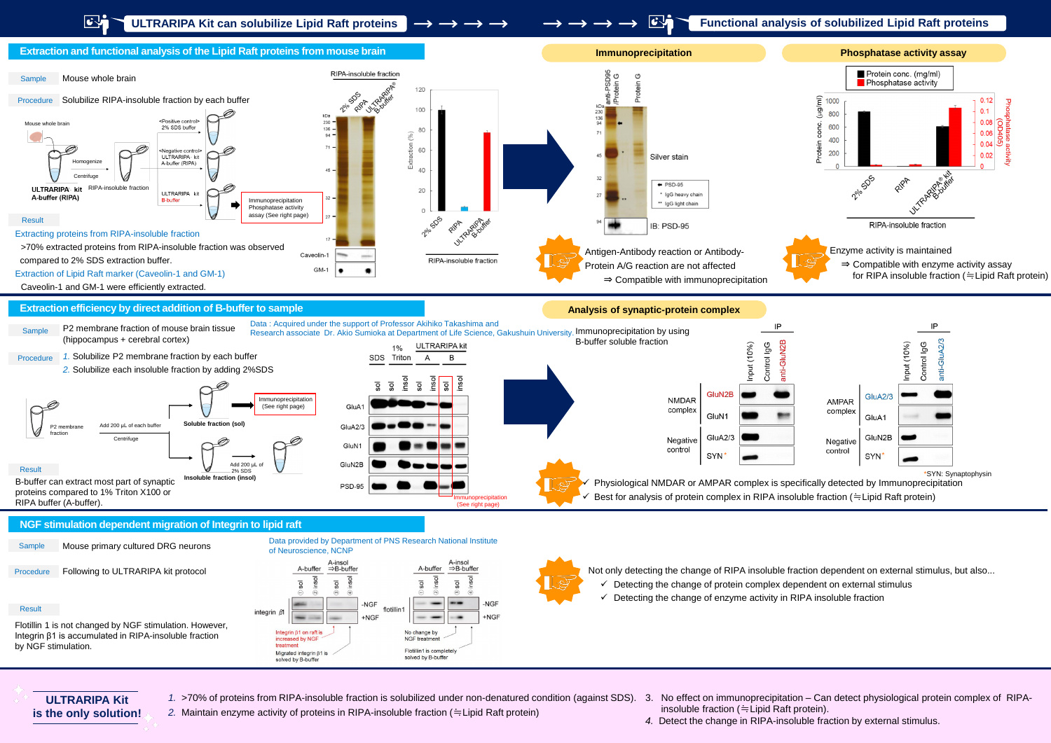# ULTRARIPA Kit can solubilize Lipid Raft proteins → → → → → → → → Functional analysis of solubilized Lipid Raft proteins

## Extraction and functional analysis of the Lipid Raft proteins from mouse brain

**Sample** Mouse whole brain

**Procedure** Solubilize RIPA-insoluble fraction by each buffer

Mouse whole brain
ULTRARIPA kit A-buffer (RIPA)
Homogenize
Centrifuge
RIPA-insoluble fraction
<Positive control> 2% SDS buffer
<Negative control> ULTRARIPA kit A-buffer (RIPA)
ULTRARIPA kit B-buffer
Immunoprecipitation Phosphatase activity assay (See right page)

RIPA-insoluble fraction
2% SDS
RIPA
ULTRARIPA® B-buffer
kDa 230 136 94 71 45 32 27 17
Caveolin-1
GM-1

Extraction (%)
120 100 80 60 40 20 0
2% SDS RIPA ULTRARIPA® B-buffer
RIPA-insoluble fraction

**Result**

Extracting proteins from RIPA-insoluble fraction
>70% extracted proteins from RIPA-insoluble fraction was observed compared to 2% SDS extraction buffer.

Extraction of Lipid Raft marker (Caveolin-1 and GM-1)
Caveolin-1 and GM-1 were efficiently extracted.

### Immunoprecipitation

anti-PSD95 /Protein G
Protein G
kDa 230 136 94 71 45 32 27
Silver stain
← PSD-95
* IgG heavy chain
** IgG light chain
94
IB: PSD-95

Antigen-Antibody reaction or Antibody-Protein A/G reaction are not affected
⇒ Compatible with immunoprecipitation

### Phosphatase activity assay

■ Protein conc. (mg/ml)
■ Phosphatase activity
Protein conc. (μg/ml) 1000 800 600 400 200 0
Phosphatase activity (OD405) 0.12 0.1 0.08 0.06 0.04 0.02 0
2% SDS RIPA ULTRARIPA® kit B-buffer
RIPA-insoluble fraction

Enzyme activity is maintained
⇒ Compatible with enzyme activity assay for RIPA insoluble fraction (≒Lipid Raft protein)

## Extraction efficiency by direct addition of B-buffer to sample

**Sample** P2 membrane fraction of mouse brain tissue (hippocampus + cerebral cortex)

Data : Acquired under the support of Professor Akihiko Takashima and Research associate Dr. Akio Sumioka at Department of Life Science, Gakushuin University.

**Procedure**

1. Solubilize P2 membrane fraction by each buffer
2. Solubilize each insoluble fraction by adding 2%SDS

P2 membrane fraction
Add 200 μL of each buffer
Centrifuge
Soluble fraction (sol)
Immunoprecipitation (See right page)
Insoluble fraction (insol)
Add 200 μL of 2% SDS

SDS | 1% Triton | ULTRARIPA kit A | B
sol | sol | insol | sol | insol | sol | insol
GluA1
GluA2/3
GluN1
GluN2B
PSD-95
Immunoprecipitation (See right page)

**Result**

B-buffer can extract most part of synaptic proteins compared to 1% Triton X100 or RIPA buffer (A-buffer).

### Analysis of synaptic-protein complex

Immunoprecipitation by using B-buffer soluble fraction

IP
Input (10%) | Control IgG | anti-GluN2B
NMDAR complex: GluN2B, GluN1
Negative control: GluA2/3, SYN*

IP
Input (10%) | Control IgG | anti-GluA2/3
AMPAR complex: GluA2/3, GluA1
Negative control: GluN2B, SYN*

*SYN: Synaptophysin

✓ Physiological NMDAR or AMPAR complex is specifically detected by Immunoprecipitation
✓ Best for analysis of protein complex in RIPA insoluble fraction (≒Lipid Raft protein)

## NGF stimulation dependent migration of Integrin to lipid raft

**Sample** Mouse primary cultured DRG neurons

Data provided by Department of PNS Research National Institute of Neuroscience, NCNP

**Procedure** Following to ULTRARIPA kit protocol

A-buffer | A-insol ⇒B-buffer
sol ① | insol ② | sol ③ | insol ④
integrin β1 -NGF +NGF
Integrin β1 on raft is increased by NGF treatment
Migrated integrin β1 is solved by B-buffer

A-buffer | A-insol ⇒B-buffer
sol ① | insol ② | sol ③ | insol ④
flotillin1 -NGF +NGF
No change by NGF treatment
Flotillin1 is completely solved by B-buffer

**Result**

Flotillin 1 is not changed by NGF stimulation. However, Integrin β1 is accumulated in RIPA-insoluble fraction by NGF stimulation.

Not only detecting the change of RIPA insoluble fraction dependent on external stimulus, but also...
✓ Detecting the change of protein complex dependent on external stimulus
✓ Detecting the change of enzyme activity in RIPA insoluble fraction

## ULTRARIPA Kit is the only solution!

1. >70% of proteins from RIPA-insoluble fraction is solubilized under non-denatured condition (against SDS).
2. Maintain enzyme activity of proteins in RIPA-insoluble fraction (≒Lipid Raft protein)
3. No effect on immunoprecipitation – Can detect physiological protein complex of RIPA-insoluble fraction (≒Lipid Raft protein).
4. Detect the change in RIPA-insoluble fraction by external stimulus.